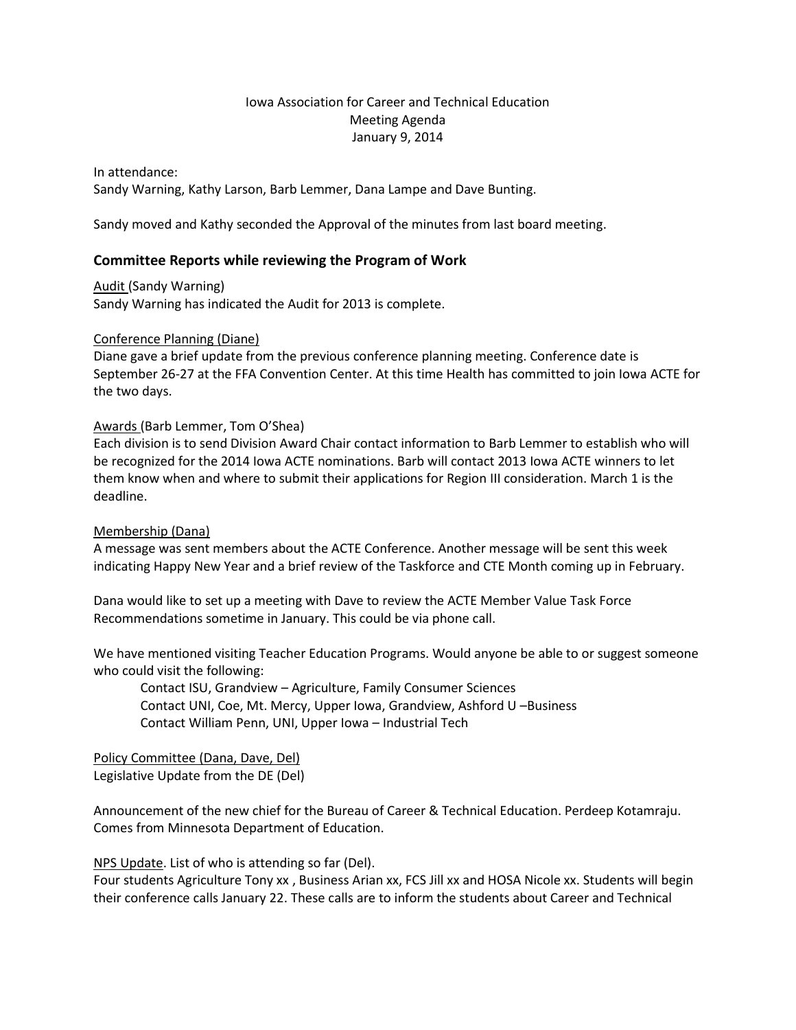Iowa Association for Career and Technical Education  
Meeting Agenda  
January 9, 2014

In attendance:  
Sandy Warning, Kathy Larson, Barb Lemmer, Dana Lampe and Dave Bunting.

Sandy moved and Kathy seconded the Approval of the minutes from last board meeting.

## Committee Reports while reviewing the Program of Work

<u>Audit</u> (Sandy Warning)  
Sandy Warning has indicated the Audit for 2013 is complete.

<u>Conference Planning (Diane)</u>  
Diane gave a brief update from the previous conference planning meeting. Conference date is September 26-27 at the FFA Convention Center. At this time Health has committed to join Iowa ACTE for the two days.

<u>Awards</u> (Barb Lemmer, Tom O'Shea)  
Each division is to send Division Award Chair contact information to Barb Lemmer to establish who will be recognized for the 2014 Iowa ACTE nominations. Barb will contact 2013 Iowa ACTE winners to let them know when and where to submit their applications for Region III consideration. March 1 is the deadline.

<u>Membership (Dana)</u>  
A message was sent members about the ACTE Conference. Another message will be sent this week indicating Happy New Year and a brief review of the Taskforce and CTE Month coming up in February.

Dana would like to set up a meeting with Dave to review the ACTE Member Value Task Force Recommendations sometime in January. This could be via phone call.

We have mentioned visiting Teacher Education Programs. Would anyone be able to or suggest someone who could visit the following:

- Contact ISU, Grandview – Agriculture, Family Consumer Sciences
- Contact UNI, Coe, Mt. Mercy, Upper Iowa, Grandview, Ashford U –Business
- Contact William Penn, UNI, Upper Iowa – Industrial Tech

<u>Policy Committee (Dana, Dave, Del)</u>  
Legislative Update from the DE (Del)

Announcement of the new chief for the Bureau of Career & Technical Education. Perdeep Kotamraju. Comes from Minnesota Department of Education.

<u>NPS Update</u>. List of who is attending so far (Del).  
Four students Agriculture Tony xx , Business Arian xx, FCS Jill xx and HOSA Nicole xx. Students will begin their conference calls January 22. These calls are to inform the students about Career and Technical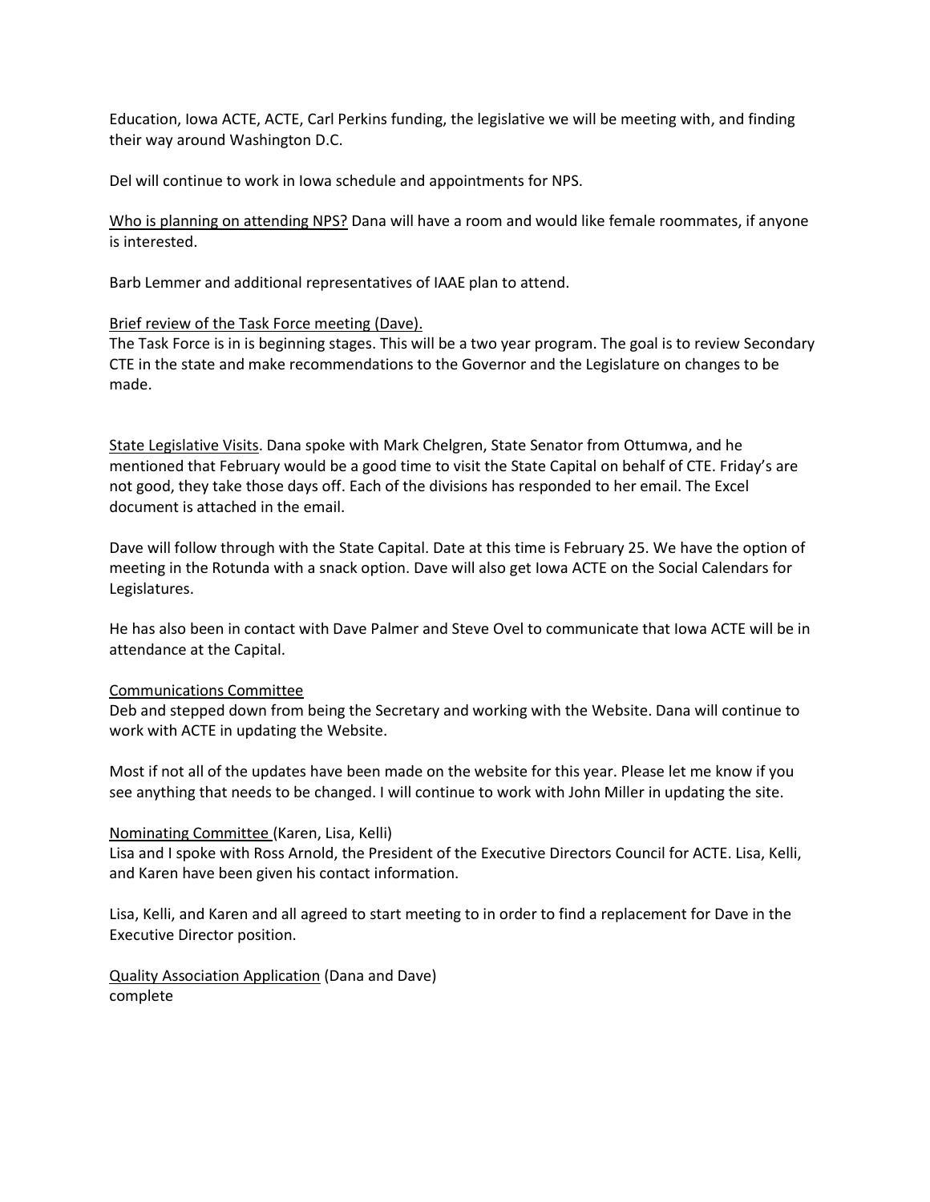Education, Iowa ACTE, ACTE, Carl Perkins funding, the legislative we will be meeting with, and finding their way around Washington D.C.

Del will continue to work in Iowa schedule and appointments for NPS.

<u>Who is planning on attending NPS?</u> Dana will have a room and would like female roommates, if anyone is interested.

Barb Lemmer and additional representatives of IAAE plan to attend.

<u>Brief review of the Task Force meeting (Dave).</u>
The Task Force is in is beginning stages. This will be a two year program. The goal is to review Secondary CTE in the state and make recommendations to the Governor and the Legislature on changes to be made.

<u>State Legislative Visits</u>. Dana spoke with Mark Chelgren, State Senator from Ottumwa, and he mentioned that February would be a good time to visit the State Capital on behalf of CTE. Friday's are not good, they take those days off. Each of the divisions has responded to her email. The Excel document is attached in the email.

Dave will follow through with the State Capital. Date at this time is February 25. We have the option of meeting in the Rotunda with a snack option. Dave will also get Iowa ACTE on the Social Calendars for Legislatures.

He has also been in contact with Dave Palmer and Steve Ovel to communicate that Iowa ACTE will be in attendance at the Capital.

<u>Communications Committee</u>
Deb and stepped down from being the Secretary and working with the Website. Dana will continue to work with ACTE in updating the Website.

Most if not all of the updates have been made on the website for this year. Please let me know if you see anything that needs to be changed. I will continue to work with John Miller in updating the site.

<u>Nominating Committee</u> (Karen, Lisa, Kelli)
Lisa and I spoke with Ross Arnold, the President of the Executive Directors Council for ACTE. Lisa, Kelli, and Karen have been given his contact information.

Lisa, Kelli, and Karen and all agreed to start meeting to in order to find a replacement for Dave in the Executive Director position.

<u>Quality Association Application</u> (Dana and Dave)
complete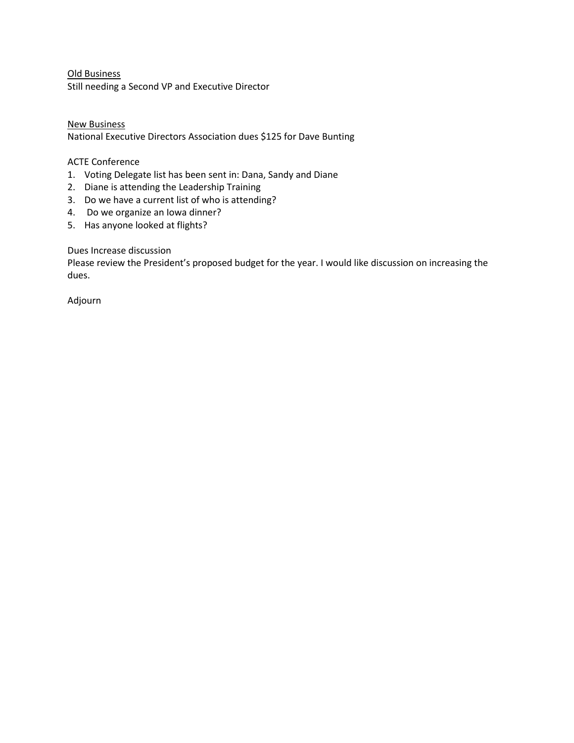<u>Old Business</u>

Still needing a Second VP and Executive Director

<u>New Business</u>

National Executive Directors Association dues $125 for Dave Bunting

ACTE Conference

1. Voting Delegate list has been sent in: Dana, Sandy and Diane
2. Diane is attending the Leadership Training
3. Do we have a current list of who is attending?
4. Do we organize an Iowa dinner?
5. Has anyone looked at flights?

Dues Increase discussion

Please review the President's proposed budget for the year. I would like discussion on increasing the dues.

Adjourn